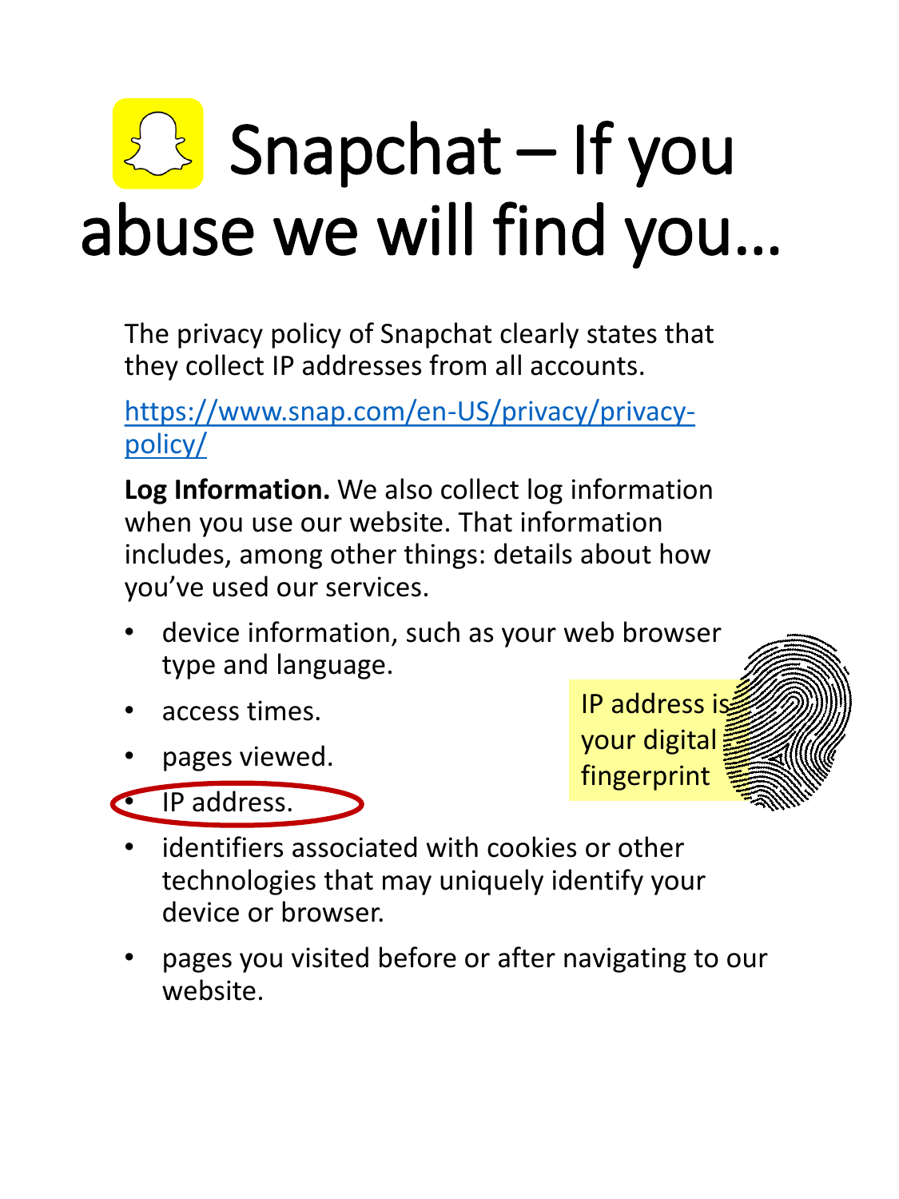# Snapchat – If you abuse we will find you…

The privacy policy of Snapchat clearly states that they collect IP addresses from all accounts.

https://www.snap.com/en-US/privacy/privacy-policy/

**Log Information.** We also collect log information when you use our website. That information includes, among other things: details about how you've used our services.

- device information, such as your web browser type and language.
- access times.
- pages viewed.
- IP address.
- identifiers associated with cookies or other technologies that may uniquely identify your device or browser.
- pages you visited before or after navigating to our website.

IP address is your digital fingerprint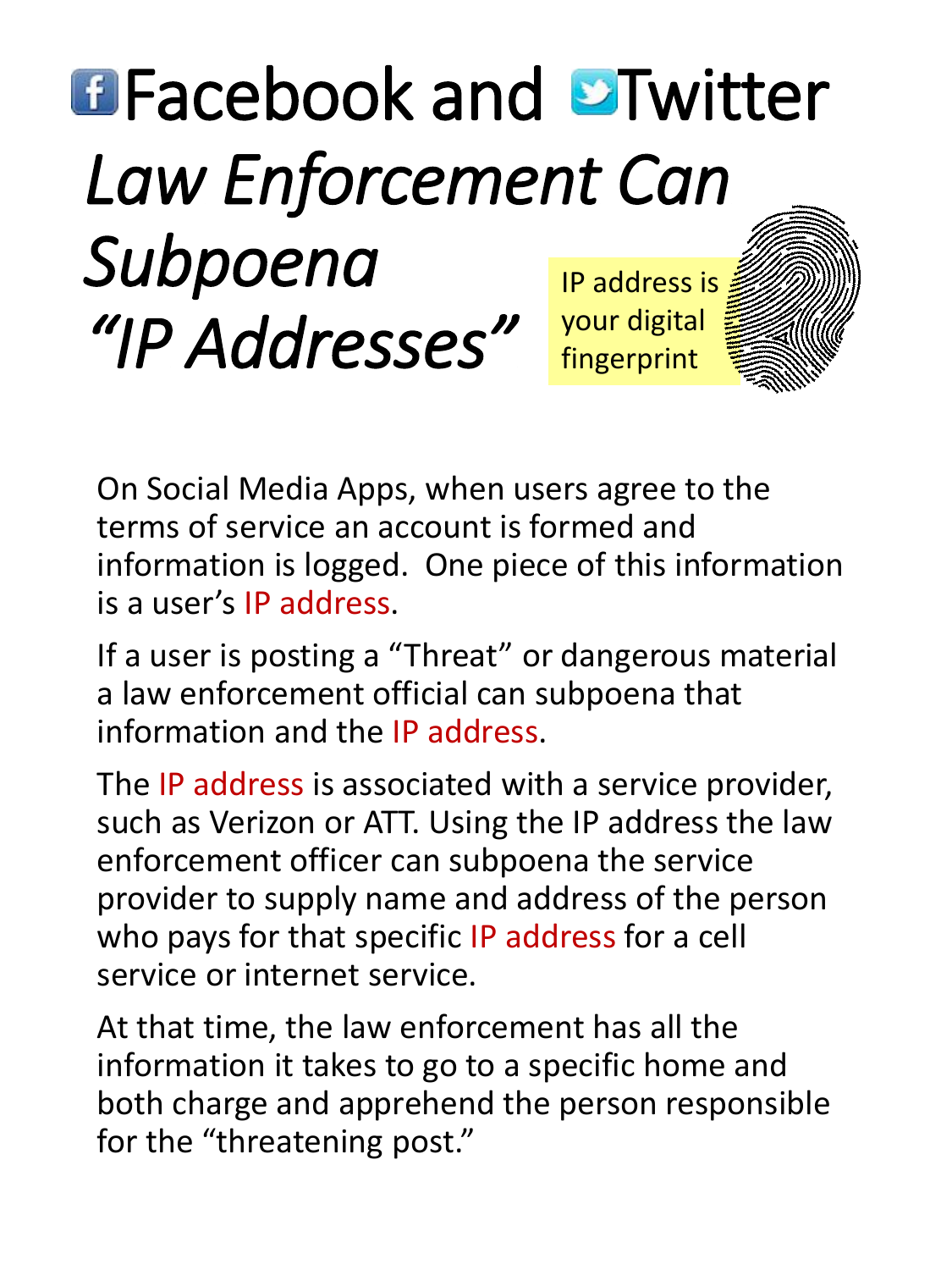# Facebook and Twitter *Law Enforcement Can Subpoena "IP Addresses"*

IP address is your digital fingerprint

On Social Media Apps, when users agree to the terms of service an account is formed and information is logged. One piece of this information is a user's IP address.

If a user is posting a "Threat" or dangerous material a law enforcement official can subpoena that information and the IP address.

The IP address is associated with a service provider, such as Verizon or ATT. Using the IP address the law enforcement officer can subpoena the service provider to supply name and address of the person who pays for that specific IP address for a cell service or internet service.

At that time, the law enforcement has all the information it takes to go to a specific home and both charge and apprehend the person responsible for the "threatening post."